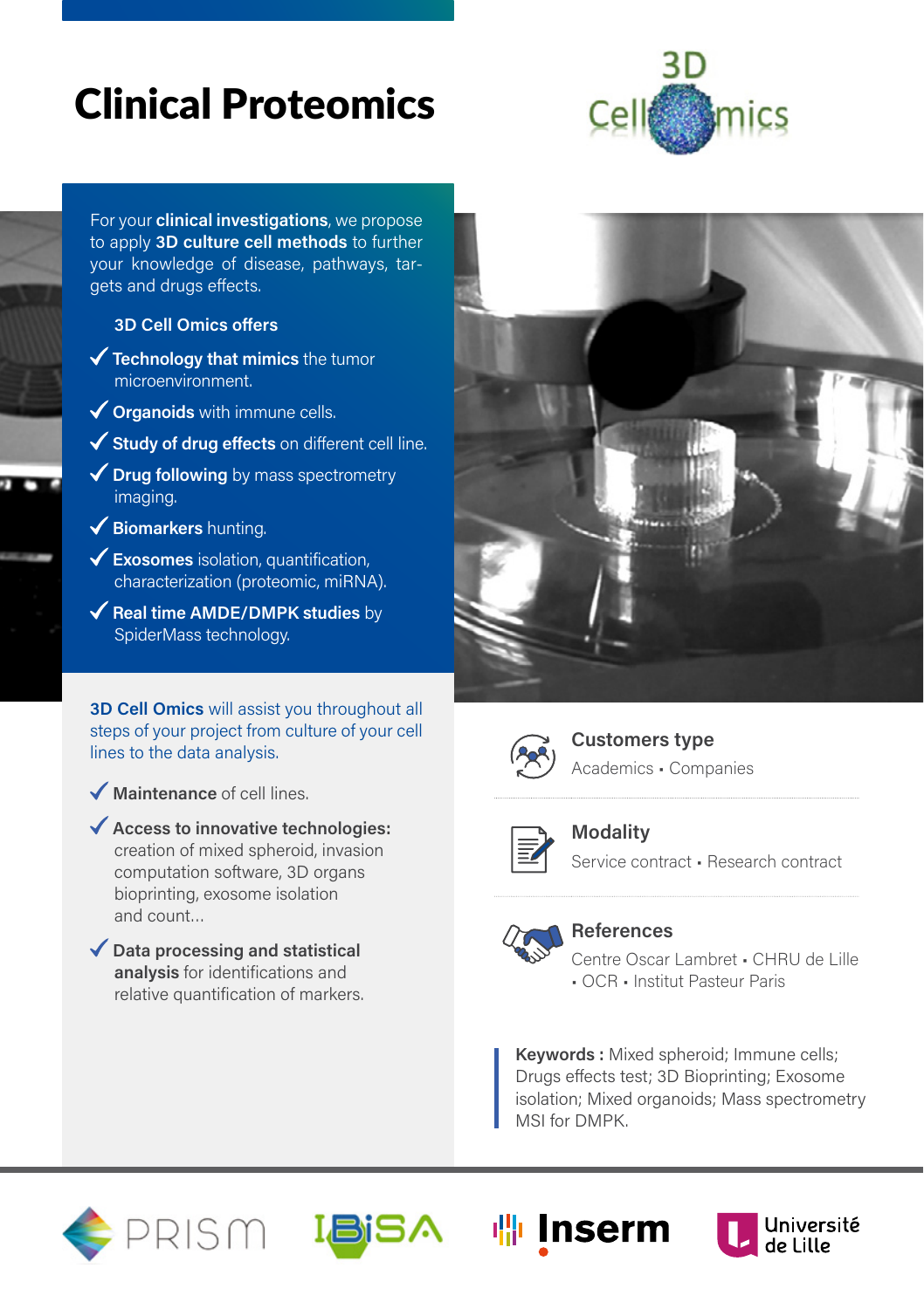# Clinical Proteomics

For your **clinical investigations**, we propose to apply **3D culture cell methods** to further your knowledge of disease, pathways, targets and drugs effects.

### 3D Cell Omics offers

- ✓ **Technology that mimics** the tumor microenvironment.
- ✓ **Organoids** with immune cells.
- ✓ **Study of drug effects** on different cell line.
- ✓ **Drug following** by mass spectrometry imaging.
- ✓ **Biomarkers** hunting.
- ✓ **Exosomes** isolation, quantification, characterization (proteomic, miRNA).
- ✓ **Real time AMDE/DMPK studies** by SpiderMass technology.

**3D Cell Omics** will assist you throughout all steps of your project from culture of your cell lines to the data analysis.

- ✓ **Maintenance** of cell lines.
- ✓ **Access to innovative technologies:** creation of mixed spheroid, invasion computation software, 3D organs bioprinting, exosome isolation and count...
- ✓ **Data processing and statistical analysis** for identifications and relative quantification of markers.

### Customers type

Academics • Companies

### Modality

Service contract • Research contract

### References

Centre Oscar Lambret • CHRU de Lille • OCR • Institut Pasteur Paris

**Keywords :** Mixed spheroid; Immune cells; Drugs effects test; 3D Bioprinting; Exosome isolation; Mixed organoids; Mass spectrometry MSI for DMPK.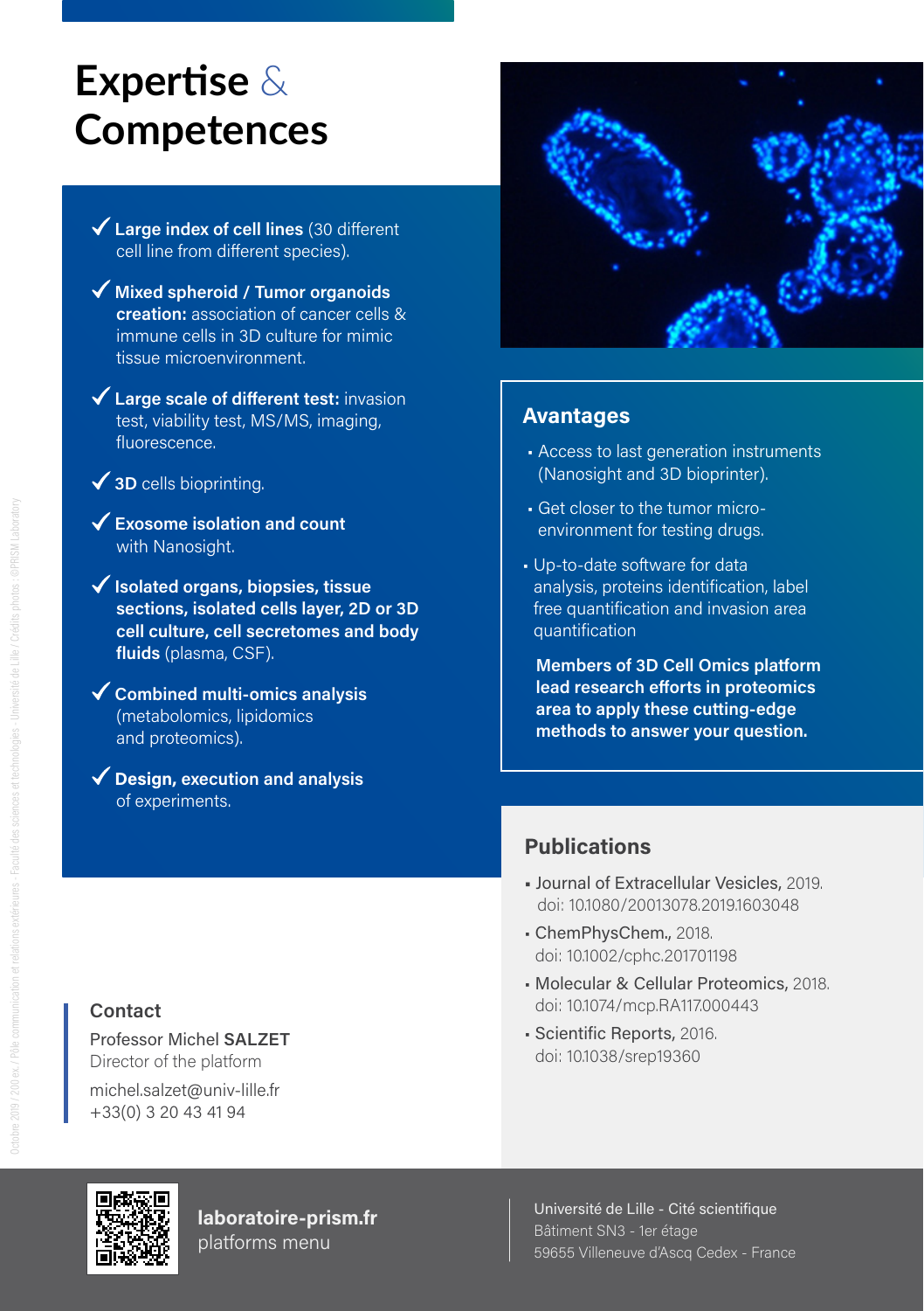# Expertise & Competences

- ✓ **Large index of cell lines** (30 different cell line from different species).
- ✓ **Mixed spheroid / Tumor organoids creation:** association of cancer cells & immune cells in 3D culture for mimic tissue microenvironment.
- ✓ **Large scale of different test:** invasion test, viability test, MS/MS, imaging, fluorescence.
- ✓ **3D** cells bioprinting.
- ✓ **Exosome isolation and count** with Nanosight.
- ✓ **Isolated organs, biopsies, tissue sections, isolated cells layer, 2D or 3D cell culture, cell secretomes and body fluids** (plasma, CSF).
- ✓ **Combined multi-omics analysis** (metabolomics, lipidomics and proteomics).
- ✓ **Design, execution and analysis** of experiments.

## Avantages

- Access to last generation instruments (Nanosight and 3D bioprinter).
- Get closer to the tumor micro-environment for testing drugs.
- Up-to-date software for data analysis, proteins identification, label free quantification and invasion area quantification

**Members of 3D Cell Omics platform lead research efforts in proteomics area to apply these cutting-edge methods to answer your question.**

## Publications

- Journal of Extracellular Vesicles, 2019. doi: 10.1080/20013078.2019.1603048
- ChemPhysChem., 2018. doi: 10.1002/cphc.201701198
- Molecular & Cellular Proteomics, 2018. doi: 10.1074/mcp.RA117.000443
- Scientific Reports, 2016. doi: 10.1038/srep19360

## Contact

Professor Michel **SALZET**
Director of the platform

michel.salzet@univ-lille.fr
+33(0) 3 20 43 41 94

**laboratoire-prism.fr**
platforms menu

Université de Lille - Cité scientifique
Bâtiment SN3 - 1er étage
59655 Villeneuve d'Ascq Cedex - France

Octobre 2019 / 200 ex. / Pôle communication et relations extérieures - Faculté des sciences et technologies - Université de Lille / Crédits photos : ©PRISM Laboratory